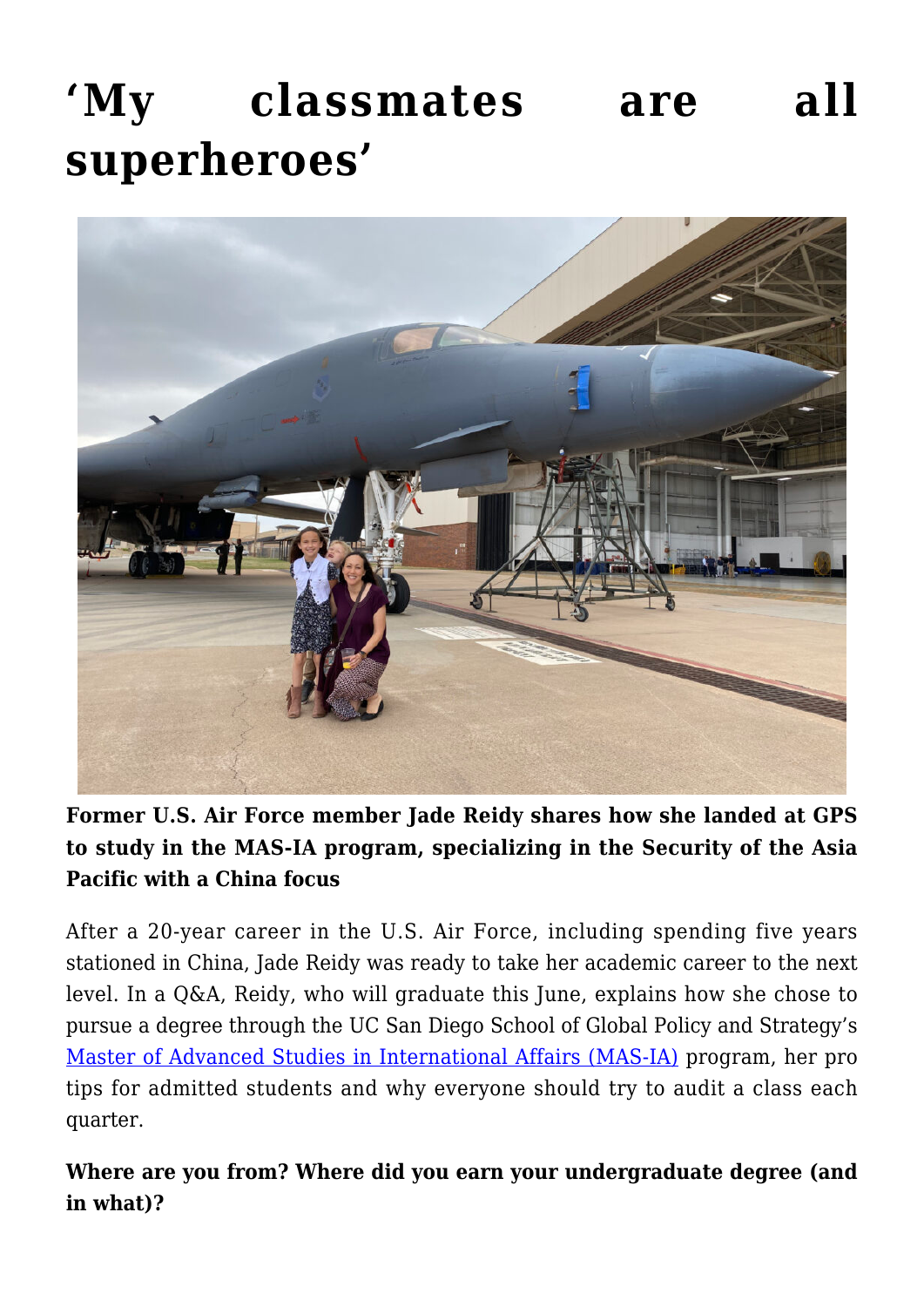# ‘My classmates are all superheroes’

**Former U.S. Air Force member Jade Reidy shares how she landed at GPS to study in the MAS-IA program, specializing in the Security of the Asia Pacific with a China focus**

After a 20-year career in the U.S. Air Force, including spending five years stationed in China, Jade Reidy was ready to take her academic career to the next level. In a Q&A, Reidy, who will graduate this June, explains how she chose to pursue a degree through the UC San Diego School of Global Policy and Strategy’s Master of Advanced Studies in International Affairs (MAS-IA) program, her pro tips for admitted students and why everyone should try to audit a class each quarter.

**Where are you from? Where did you earn your undergraduate degree (and in what)?**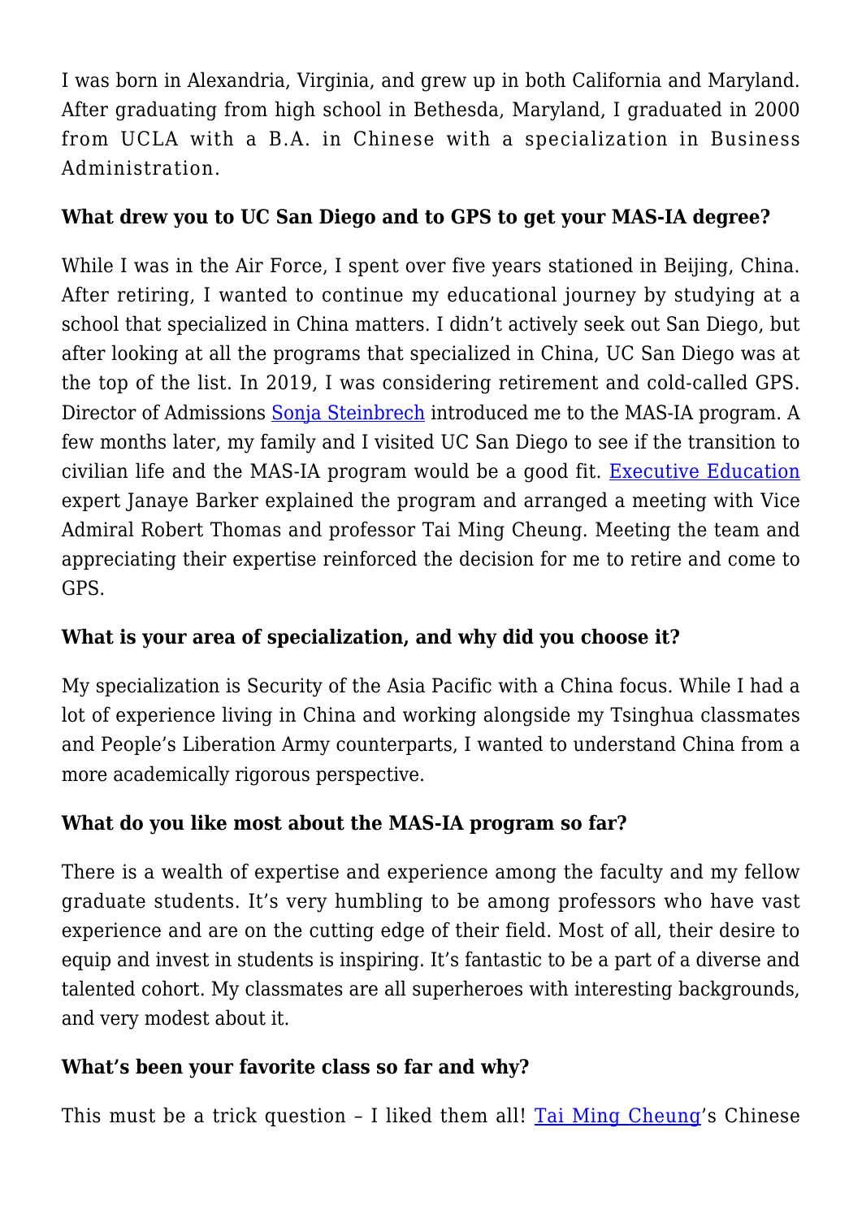I was born in Alexandria, Virginia, and grew up in both California and Maryland. After graduating from high school in Bethesda, Maryland, I graduated in 2000 from UCLA with a B.A. in Chinese with a specialization in Business Administration.

**What drew you to UC San Diego and to GPS to get your MAS-IA degree?**

While I was in the Air Force, I spent over five years stationed in Beijing, China. After retiring, I wanted to continue my educational journey by studying at a school that specialized in China matters. I didn't actively seek out San Diego, but after looking at all the programs that specialized in China, UC San Diego was at the top of the list. In 2019, I was considering retirement and cold-called GPS. Director of Admissions Sonja Steinbrech introduced me to the MAS-IA program. A few months later, my family and I visited UC San Diego to see if the transition to civilian life and the MAS-IA program would be a good fit. Executive Education expert Janaye Barker explained the program and arranged a meeting with Vice Admiral Robert Thomas and professor Tai Ming Cheung. Meeting the team and appreciating their expertise reinforced the decision for me to retire and come to GPS.

**What is your area of specialization, and why did you choose it?**

My specialization is Security of the Asia Pacific with a China focus. While I had a lot of experience living in China and working alongside my Tsinghua classmates and People's Liberation Army counterparts, I wanted to understand China from a more academically rigorous perspective.

**What do you like most about the MAS-IA program so far?**

There is a wealth of expertise and experience among the faculty and my fellow graduate students. It's very humbling to be among professors who have vast experience and are on the cutting edge of their field. Most of all, their desire to equip and invest in students is inspiring. It's fantastic to be a part of a diverse and talented cohort. My classmates are all superheroes with interesting backgrounds, and very modest about it.

**What's been your favorite class so far and why?**

This must be a trick question – I liked them all! Tai Ming Cheung's Chinese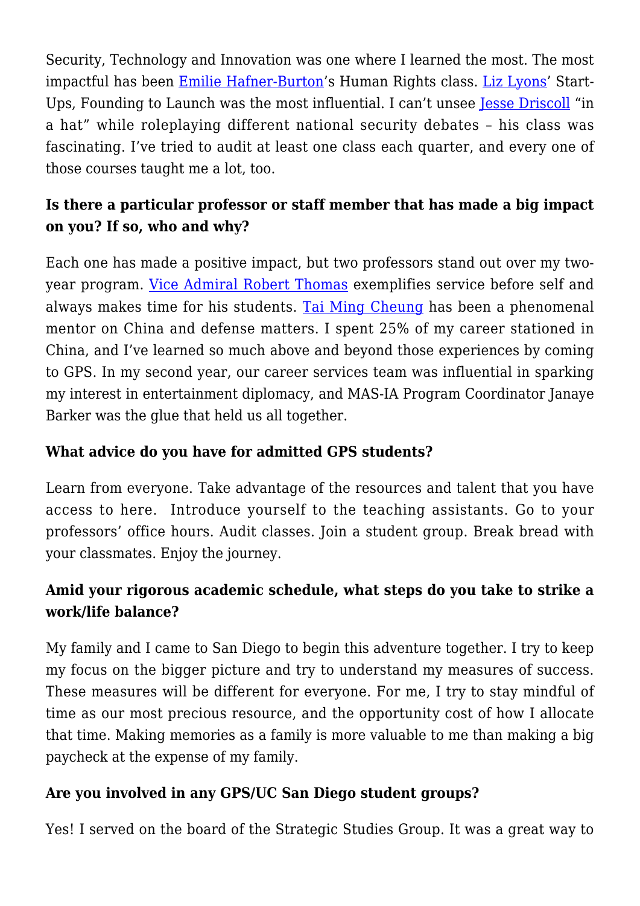Security, Technology and Innovation was one where I learned the most. The most impactful has been Emilie Hafner-Burton's Human Rights class. Liz Lyons' Start-Ups, Founding to Launch was the most influential. I can't unsee Jesse Driscoll "in a hat" while roleplaying different national security debates – his class was fascinating. I've tried to audit at least one class each quarter, and every one of those courses taught me a lot, too.

**Is there a particular professor or staff member that has made a big impact on you? If so, who and why?**

Each one has made a positive impact, but two professors stand out over my two-year program. Vice Admiral Robert Thomas exemplifies service before self and always makes time for his students. Tai Ming Cheung has been a phenomenal mentor on China and defense matters. I spent 25% of my career stationed in China, and I've learned so much above and beyond those experiences by coming to GPS. In my second year, our career services team was influential in sparking my interest in entertainment diplomacy, and MAS-IA Program Coordinator Janaye Barker was the glue that held us all together.

**What advice do you have for admitted GPS students?**

Learn from everyone. Take advantage of the resources and talent that you have access to here. Introduce yourself to the teaching assistants. Go to your professors' office hours. Audit classes. Join a student group. Break bread with your classmates. Enjoy the journey.

**Amid your rigorous academic schedule, what steps do you take to strike a work/life balance?**

My family and I came to San Diego to begin this adventure together. I try to keep my focus on the bigger picture and try to understand my measures of success. These measures will be different for everyone. For me, I try to stay mindful of time as our most precious resource, and the opportunity cost of how I allocate that time. Making memories as a family is more valuable to me than making a big paycheck at the expense of my family.

**Are you involved in any GPS/UC San Diego student groups?**

Yes! I served on the board of the Strategic Studies Group. It was a great way to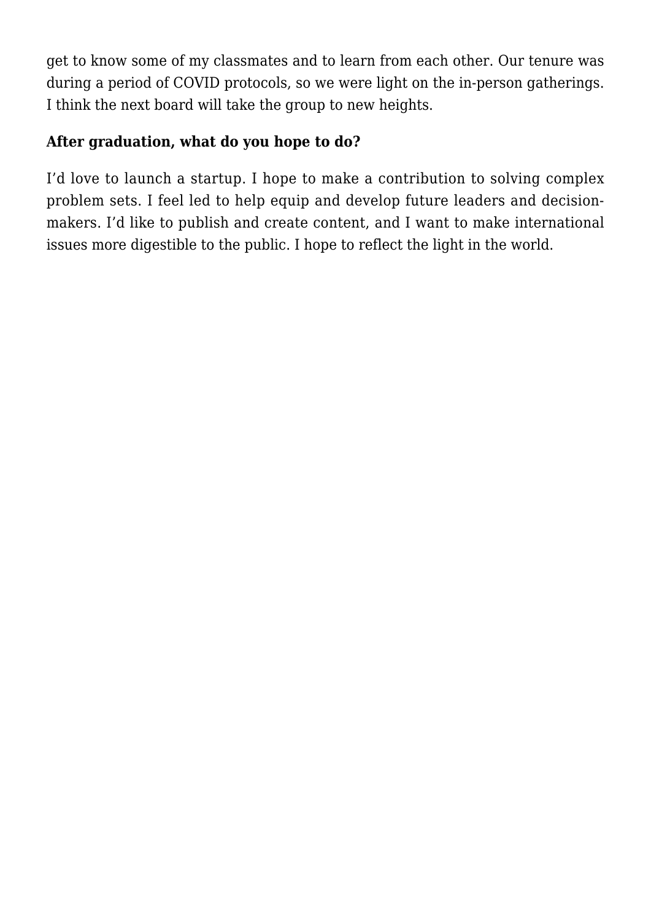get to know some of my classmates and to learn from each other. Our tenure was during a period of COVID protocols, so we were light on the in-person gatherings. I think the next board will take the group to new heights.

**After graduation, what do you hope to do?**

I'd love to launch a startup. I hope to make a contribution to solving complex problem sets. I feel led to help equip and develop future leaders and decision-makers. I'd like to publish and create content, and I want to make international issues more digestible to the public. I hope to reflect the light in the world.